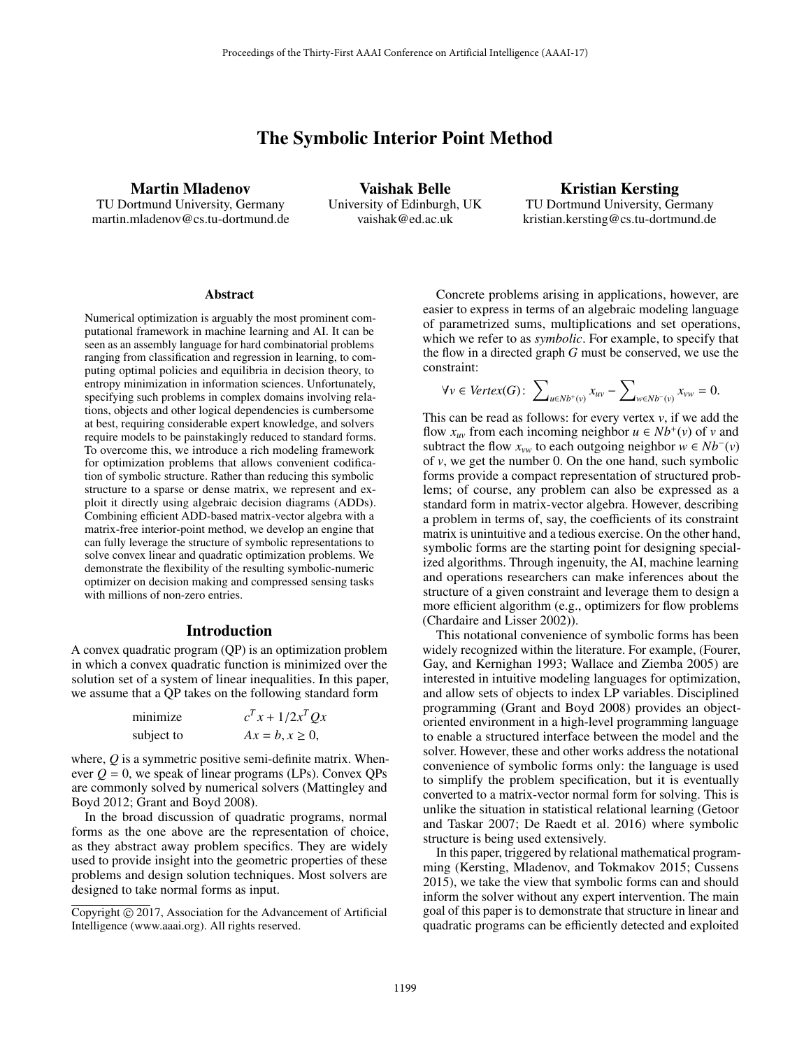# The Symbolic Interior Point Method

**Martin Mladenov**
TU Dortmund University, Germany
martin.mladenov@cs.tu-dortmund.de

**Vaishak Belle**
University of Edinburgh, UK
vaishak@ed.ac.uk

**Kristian Kersting**
TU Dortmund University, Germany
kristian.kersting@cs.tu-dortmund.de

## Abstract

Numerical optimization is arguably the most prominent computational framework in machine learning and AI. It can be seen as an assembly language for hard combinatorial problems ranging from classification and regression in learning, to computing optimal policies and equilibria in decision theory, to entropy minimization in information sciences. Unfortunately, specifying such problems in complex domains involving relations, objects and other logical dependencies is cumbersome at best, requiring considerable expert knowledge, and solvers require models to be painstakingly reduced to standard forms. To overcome this, we introduce a rich modeling framework for optimization problems that allows convenient codification of symbolic structure. Rather than reducing this symbolic structure to a sparse or dense matrix, we represent and exploit it directly using algebraic decision diagrams (ADDs). Combining efficient ADD-based matrix-vector algebra with a matrix-free interior-point method, we develop an engine that can fully leverage the structure of symbolic representations to solve convex linear and quadratic optimization problems. We demonstrate the flexibility of the resulting symbolic-numeric optimizer on decision making and compressed sensing tasks with millions of non-zero entries.

## Introduction

A convex quadratic program (QP) is an optimization problem in which a convex quadratic function is minimized over the solution set of a system of linear inequalities. In this paper, we assume that a QP takes on the following standard form

$$\begin{array}{ll} \text{minimize} & c^T x + 1/2 x^T Q x \\ \text{subject to} & Ax = b, x \geq 0, \end{array}$$

where, $Q$ is a symmetric positive semi-definite matrix. Whenever $Q = 0$, we speak of linear programs (LPs). Convex QPs are commonly solved by numerical solvers (Mattingley and Boyd 2012; Grant and Boyd 2008).

In the broad discussion of quadratic programs, normal forms as the one above are the representation of choice, as they abstract away problem specifics. They are widely used to provide insight into the geometric properties of these problems and design solution techniques. Most solvers are designed to take normal forms as input.

Copyright © 2017, Association for the Advancement of Artificial Intelligence (www.aaai.org). All rights reserved.

Concrete problems arising in applications, however, are easier to express in terms of an algebraic modeling language of parametrized sums, multiplications and set operations, which we refer to as *symbolic*. For example, to specify that the flow in a directed graph $G$ must be conserved, we use the constraint:

$$\forall v \in \mathit{Vertex}(G) \colon \sum\nolimits_{u \in Nb^{+}(v)} x_{uv} - \sum\nolimits_{w \in Nb^{-}(v)} x_{vw} = 0.$$

This can be read as follows: for every vertex $v$, if we add the flow $x_{uv}$ from each incoming neighbor $u \in Nb^{+}(v)$ of $v$ and subtract the flow $x_{vw}$ to each outgoing neighbor $w \in Nb^{-}(v)$ of $v$, we get the number 0. On the one hand, such symbolic forms provide a compact representation of structured problems; of course, any problem can also be expressed as a standard form in matrix-vector algebra. However, describing a problem in terms of, say, the coefficients of its constraint matrix is unintuitive and a tedious exercise. On the other hand, symbolic forms are the starting point for designing specialized algorithms. Through ingenuity, the AI, machine learning and operations researchers can make inferences about the structure of a given constraint and leverage them to design a more efficient algorithm (e.g., optimizers for flow problems (Chardaire and Lisser 2002)).

This notational convenience of symbolic forms has been widely recognized within the literature. For example, (Fourer, Gay, and Kernighan 1993; Wallace and Ziemba 2005) are interested in intuitive modeling languages for optimization, and allow sets of objects to index LP variables. Disciplined programming (Grant and Boyd 2008) provides an object-oriented environment in a high-level programming language to enable a structured interface between the model and the solver. However, these and other works address the notational convenience of symbolic forms only: the language is used to simplify the problem specification, but it is eventually converted to a matrix-vector normal form for solving. This is unlike the situation in statistical relational learning (Getoor and Taskar 2007; De Raedt et al. 2016) where symbolic structure is being used extensively.

In this paper, triggered by relational mathematical programming (Kersting, Mladenov, and Tokmakov 2015; Cussens 2015), we take the view that symbolic forms can and should inform the solver without any expert intervention. The main goal of this paper is to demonstrate that structure in linear and quadratic programs can be efficiently detected and exploited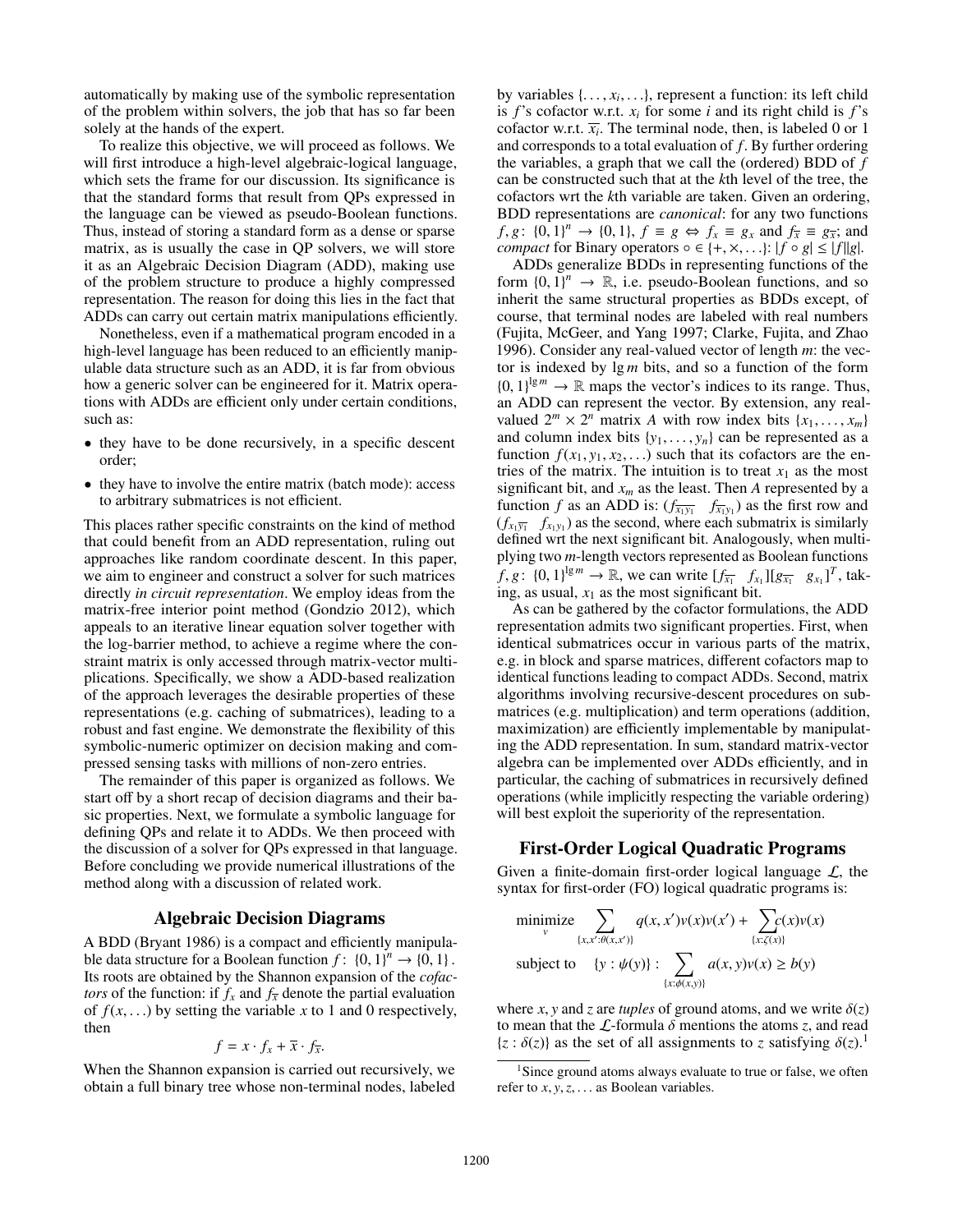automatically by making use of the symbolic representation of the problem within solvers, the job that has so far been solely at the hands of the expert.

To realize this objective, we will proceed as follows. We will first introduce a high-level algebraic-logical language, which sets the frame for our discussion. Its significance is that the standard forms that result from QPs expressed in the language can be viewed as pseudo-Boolean functions. Thus, instead of storing a standard form as a dense or sparse matrix, as is usually the case in QP solvers, we will store it as an Algebraic Decision Diagram (ADD), making use of the problem structure to produce a highly compressed representation. The reason for doing this lies in the fact that ADDs can carry out certain matrix manipulations efficiently.

Nonetheless, even if a mathematical program encoded in a high-level language has been reduced to an efficiently manipulable data structure such as an ADD, it is far from obvious how a generic solver can be engineered for it. Matrix operations with ADDs are efficient only under certain conditions, such as:

- they have to be done recursively, in a specific descent order;
- they have to involve the entire matrix (batch mode): access to arbitrary submatrices is not efficient.

This places rather specific constraints on the kind of method that could benefit from an ADD representation, ruling out approaches like random coordinate descent. In this paper, we aim to engineer and construct a solver for such matrices directly *in circuit representation*. We employ ideas from the matrix-free interior point method (Gondzio 2012), which appeals to an iterative linear equation solver together with the log-barrier method, to achieve a regime where the constraint matrix is only accessed through matrix-vector multiplications. Specifically, we show a ADD-based realization of the approach leverages the desirable properties of these representations (e.g. caching of submatrices), leading to a robust and fast engine. We demonstrate the flexibility of this symbolic-numeric optimizer on decision making and compressed sensing tasks with millions of non-zero entries.

The remainder of this paper is organized as follows. We start off by a short recap of decision diagrams and their basic properties. Next, we formulate a symbolic language for defining QPs and relate it to ADDs. We then proceed with the discussion of a solver for QPs expressed in that language. Before concluding we provide numerical illustrations of the method along with a discussion of related work.

## Algebraic Decision Diagrams

A BDD (Bryant 1986) is a compact and efficiently manipulable data structure for a Boolean function $f\colon \{0,1\}^n \to \{0,1\}$. Its roots are obtained by the Shannon expansion of the *cofactors* of the function: if $f_x$ and $f_{\overline{x}}$ denote the partial evaluation of $f(x, \ldots)$ by setting the variable $x$ to 1 and 0 respectively, then

$$f = x \cdot f_x + \overline{x} \cdot f_{\overline{x}}.$$

When the Shannon expansion is carried out recursively, we obtain a full binary tree whose non-terminal nodes, labeled by variables $\{\ldots, x_i, \ldots\}$, represent a function: its left child is $f$'s cofactor w.r.t. $x_i$ for some $i$ and its right child is $f$'s cofactor w.r.t. $\overline{x_i}$. The terminal node, then, is labeled 0 or 1 and corresponds to a total evaluation of $f$. By further ordering the variables, a graph that we call the (ordered) BDD of $f$ can be constructed such that at the $k$th level of the tree, the cofactors wrt the $k$th variable are taken. Given an ordering, BDD representations are *canonical*: for any two functions $f, g\colon \{0,1\}^n \to \{0,1\}$, $f \equiv g \Leftrightarrow f_x \equiv g_x$ and $f_{\overline{x}} \equiv g_{\overline{x}}$; and *compact* for Binary operators $\circ \in \{+, \times, \ldots\}$: $|f \circ g| \leq |f||g|$.

ADDs generalize BDDs in representing functions of the form $\{0,1\}^n \to \mathbb{R}$, i.e. pseudo-Boolean functions, and so inherit the same structural properties as BDDs except, of course, that terminal nodes are labeled with real numbers (Fujita, McGeer, and Yang 1997; Clarke, Fujita, and Zhao 1996). Consider any real-valued vector of length $m$: the vector is indexed by $\lg m$ bits, and so a function of the form $\{0,1\}^{\lg m} \to \mathbb{R}$ maps the vector's indices to its range. Thus, an ADD can represent the vector. By extension, any real-valued $2^m \times 2^n$ matrix $A$ with row index bits $\{x_1, \ldots, x_m\}$ and column index bits $\{y_1, \ldots, y_n\}$ can be represented as a function $f(x_1, y_1, x_2, \ldots)$ such that its cofactors are the entries of the matrix. The intuition is to treat $x_1$ as the most significant bit, and $x_m$ as the least. Then $A$ represented by a function $f$ as an ADD is: $(f_{\overline{x_1}\overline{y_1}} \quad f_{\overline{x_1}y_1})$ as the first row and $(f_{x_1\overline{y_1}} \quad f_{x_1y_1})$ as the second, where each submatrix is similarly defined wrt the next significant bit. Analogously, when multiplying two $m$-length vectors represented as Boolean functions $f, g\colon \{0,1\}^{\lg m} \to \mathbb{R}$, we can write $[f_{\overline{x_1}} \quad f_{x_1}][g_{\overline{x_1}} \quad g_{x_1}]^T$, taking, as usual, $x_1$ as the most significant bit.

As can be gathered by the cofactor formulations, the ADD representation admits two significant properties. First, when identical submatrices occur in various parts of the matrix, e.g. in block and sparse matrices, different cofactors map to identical functions leading to compact ADDs. Second, matrix algorithms involving recursive-descent procedures on submatrices (e.g. multiplication) and term operations (addition, maximization) are efficiently implementable by manipulating the ADD representation. In sum, standard matrix-vector algebra can be implemented over ADDs efficiently, and in particular, the caching of submatrices in recursively defined operations (while implicitly respecting the variable ordering) will best exploit the superiority of the representation.

## First-Order Logical Quadratic Programs

Given a finite-domain first-order logical language $\mathcal{L}$, the syntax for first-order (FO) logical quadratic programs is:

$$\begin{aligned} \underset{v}{\text{minimize}} \quad & \sum_{\{x,x' : \theta(x,x')\}} q(x,x')v(x)v(x') + \sum_{\{x:\zeta(x)\}} c(x)v(x) \\ \text{subject to} \quad & \{y : \psi(y)\} : \sum_{\{x:\phi(x,y)\}} a(x,y)v(x) \geq b(y) \end{aligned}$$

where $x, y$ and $z$ are *tuples* of ground atoms, and we write $\delta(z)$ to mean that the $\mathcal{L}$-formula $\delta$ mentions the atoms $z$, and read $\{z : \delta(z)\}$ as the set of all assignments to $z$ satisfying $\delta(z)$.[1]

[1] Since ground atoms always evaluate to true or false, we often refer to $x, y, z, \ldots$ as Boolean variables.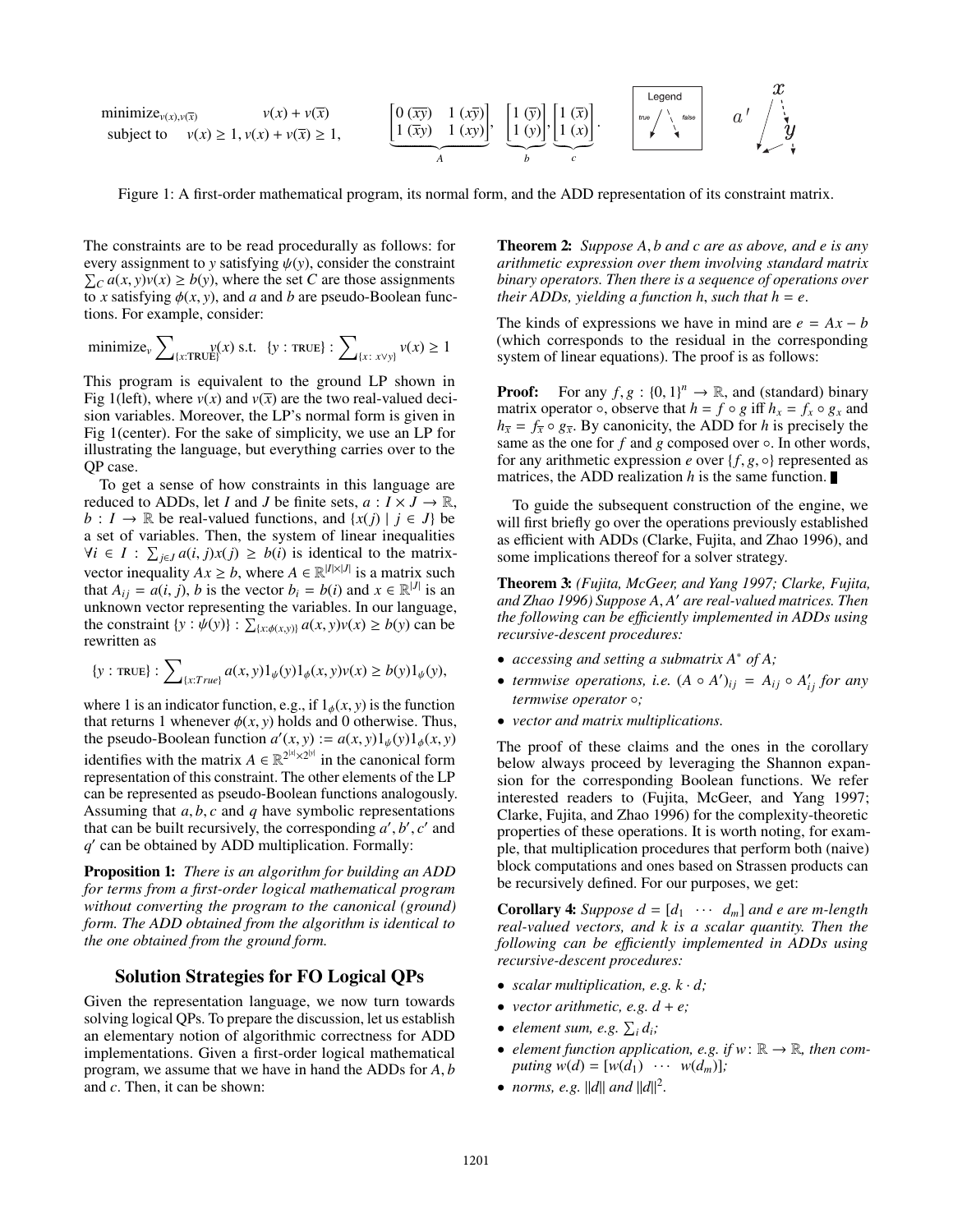$$\text{minimize}_{v(x),v(\overline{x})} \quad v(x) + v(\overline{x}) \qquad \text{subject to} \quad v(x) \geq 1, v(x) + v(\overline{x}) \geq 1,$$

$$\underbrace{\begin{bmatrix} 0\ (\overline{xy}) & 1\ (x\overline{y}) \\ 1\ (\overline{x}y) & 1\ (xy) \end{bmatrix}}_{A}, \underbrace{\begin{bmatrix} 1\ (\overline{y}) \\ 1\ (y) \end{bmatrix}}_{b}, \underbrace{\begin{bmatrix} 1\ (\overline{x}) \\ 1\ (x) \end{bmatrix}}_{c}.$$

Legend: true / false

$a'$: $x$, $y$

Figure 1: A first-order mathematical program, its normal form, and the ADD representation of its constraint matrix.

The constraints are to be read procedurally as follows: for every assignment to $y$ satisfying $\psi(y)$, consider the constraint $\sum_C a(x, y)v(x) \geq b(y)$, where the set $C$ are those assignments to $x$ satisfying $\phi(x, y)$, and $a$ and $b$ are pseudo-Boolean functions. For example, consider:

$$\text{minimize}_v \sum_{\{x:\text{TRUE}\}} v(x) \text{ s.t. } \{y : \text{TRUE}\} : \sum_{\{x:\ x \vee y\}} v(x) \geq 1$$

This program is equivalent to the ground LP shown in Fig 1(left), where $v(x)$ and $v(\overline{x})$ are the two real-valued decision variables. Moreover, the LP's normal form is given in Fig 1(center). For the sake of simplicity, we use an LP for illustrating the language, but everything carries over to the QP case.

To get a sense of how constraints in this language are reduced to ADDs, let $I$ and $J$ be finite sets, $a : I \times J \to \mathbb{R}$, $b : I \to \mathbb{R}$ be real-valued functions, and $\{x(j) \mid j \in J\}$ be a set of variables. Then, the system of linear inequalities $\forall i \in I : \sum_{j \in J} a(i, j)x(j) \geq b(i)$ is identical to the matrix-vector inequality $Ax \geq b$, where $A \in \mathbb{R}^{|I| \times |J|}$ is a matrix such that $A_{ij} = a(i, j)$, $b$ is the vector $b_i = b(i)$ and $x \in \mathbb{R}^{|J|}$ is an unknown vector representing the variables. In our language, the constraint $\{y : \psi(y)\} : \sum_{\{x:\phi(x,y)\}} a(x, y)v(x) \geq b(y)$ can be rewritten as

$$\{y : \text{TRUE}\} : \sum_{\{x:True\}} a(x, y)1_\psi(y)1_\phi(x, y)v(x) \geq b(y)1_\psi(y),$$

where 1 is an indicator function, e.g., if $1_\phi(x, y)$ is the function that returns 1 whenever $\phi(x, y)$ holds and 0 otherwise. Thus, the pseudo-Boolean function $a'(x, y) := a(x, y)1_\psi(y)1_\phi(x, y)$ identifies with the matrix $A \in \mathbb{R}^{2^{|x|} \times 2^{|y|}}$ in the canonical form representation of this constraint. The other elements of the LP can be represented as pseudo-Boolean functions analogously. Assuming that $a, b, c$ and $q$ have symbolic representations that can be built recursively, the corresponding $a', b', c'$ and $q'$ can be obtained by ADD multiplication. Formally:

**Proposition 1:** *There is an algorithm for building an ADD for terms from a first-order logical mathematical program without converting the program to the canonical (ground) form. The ADD obtained from the algorithm is identical to the one obtained from the ground form.*

## Solution Strategies for FO Logical QPs

Given the representation language, we now turn towards solving logical QPs. To prepare the discussion, let us establish an elementary notion of algorithmic correctness for ADD implementations. Given a first-order logical mathematical program, we assume that we have in hand the ADDs for $A, b$ and $c$. Then, it can be shown:

**Theorem 2:** *Suppose $A, b$ and $c$ are as above, and $e$ is any arithmetic expression over them involving standard matrix binary operators. Then there is a sequence of operations over their ADDs, yielding a function $h$, such that $h = e$.*

The kinds of expressions we have in mind are $e = Ax - b$ (which corresponds to the residual in the corresponding system of linear equations). The proof is as follows:

**Proof:** For any $f, g : \{0, 1\}^n \to \mathbb{R}$, and (standard) binary matrix operator $\circ$, observe that $h = f \circ g$ iff $h_x = f_x \circ g_x$ and $h_{\overline{x}} = f_{\overline{x}} \circ g_{\overline{x}}$. By canonicity, the ADD for $h$ is precisely the same as the one for $f$ and $g$ composed over $\circ$. In other words, for any arithmetic expression $e$ over $\{f, g, \circ\}$ represented as matrices, the ADD realization $h$ is the same function. ∎

To guide the subsequent construction of the engine, we will first briefly go over the operations previously established as efficient with ADDs (Clarke, Fujita, and Zhao 1996), and some implications thereof for a solver strategy.

**Theorem 3:** *(Fujita, McGeer, and Yang 1997; Clarke, Fujita, and Zhao 1996) Suppose $A, A'$ are real-valued matrices. Then the following can be efficiently implemented in ADDs using recursive-descent procedures:*

- *accessing and setting a submatrix $A^*$ of $A$;*
- *termwise operations, i.e. $(A \circ A')_{ij} = A_{ij} \circ A'_{ij}$ for any termwise operator $\circ$;*
- *vector and matrix multiplications.*

The proof of these claims and the ones in the corollary below always proceed by leveraging the Shannon expansion for the corresponding Boolean functions. We refer interested readers to (Fujita, McGeer, and Yang 1997; Clarke, Fujita, and Zhao 1996) for the complexity-theoretic properties of these operations. It is worth noting, for example, that multiplication procedures that perform both (naive) block computations and ones based on Strassen products can be recursively defined. For our purposes, we get:

**Corollary 4:** *Suppose $d = [d_1 \ \cdots \ d_m]$ and $e$ are $m$-length real-valued vectors, and $k$ is a scalar quantity. Then the following can be efficiently implemented in ADDs using recursive-descent procedures:*

- *scalar multiplication, e.g. $k \cdot d$;*
- *vector arithmetic, e.g. $d + e$;*
- *element sum, e.g. $\sum_i d_i$;*
- *element function application, e.g. if $w \colon \mathbb{R} \to \mathbb{R}$, then computing $w(d) = [w(d_1) \ \cdots \ w(d_m)]$;*
- *norms, e.g. $\|d\|$ and $\|d\|^2$.*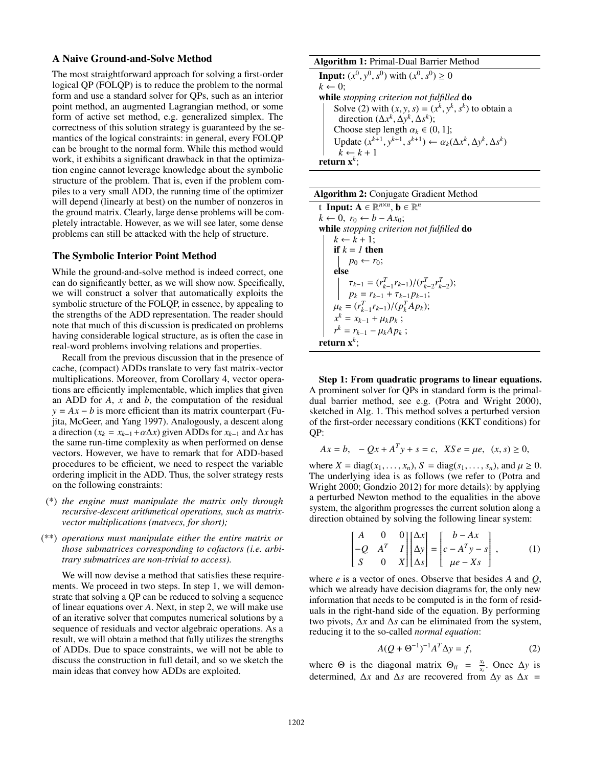### A Naive Ground-and-Solve Method

The most straightforward approach for solving a first-order logical QP (FOLQP) is to reduce the problem to the normal form and use a standard solver for QPs, such as an interior point method, an augmented Lagrangian method, or some form of active set method, e.g. generalized simplex. The correctness of this solution strategy is guaranteed by the semantics of the logical constraints: in general, every FOLQP can be brought to the normal form. While this method would work, it exhibits a significant drawback in that the optimization engine cannot leverage knowledge about the symbolic structure of the problem. That is, even if the problem compiles to a very small ADD, the running time of the optimizer will depend (linearly at best) on the number of nonzeros in the ground matrix. Clearly, large dense problems will be completely intractable. However, as we will see later, some dense problems can still be attacked with the help of structure.

### The Symbolic Interior Point Method

While the ground-and-solve method is indeed correct, one can do significantly better, as we will show now. Specifically, we will construct a solver that automatically exploits the symbolic structure of the FOLQP, in essence, by appealing to the strengths of the ADD representation. The reader should note that much of this discussion is predicated on problems having considerable logical structure, as is often the case in real-word problems involving relations and properties.

Recall from the previous discussion that in the presence of cache, (compact) ADDs translate to very fast matrix-vector multiplications. Moreover, from Corollary 4, vector operations are efficiently implementable, which implies that given an ADD for $A$, $x$ and $b$, the computation of the residual $y = Ax - b$ is more efficient than its matrix counterpart (Fujita, McGeer, and Yang 1997). Analogously, a descent along a direction ($x_k = x_{k-1} + \alpha\Delta x$) given ADDs for $x_{k-1}$ and $\Delta x$ has the same run-time complexity as when performed on dense vectors. However, we have to remark that for ADD-based procedures to be efficient, we need to respect the variable ordering implicit in the ADD. Thus, the solver strategy rests on the following constraints:

(*) *the engine must manipulate the matrix only through recursive-descent arithmetical operations, such as matrix-vector multiplications (matvecs, for short);*

(**) *operations must manipulate either the entire matrix or those submatrices corresponding to cofactors (i.e. arbitrary submatrices are non-trivial to access).*

We will now devise a method that satisfies these requirements. We proceed in two steps. In step 1, we will demonstrate that solving a QP can be reduced to solving a sequence of linear equations over $A$. Next, in step 2, we will make use of an iterative solver that computes numerical solutions by a sequence of residuals and vector algebraic operations. As a result, we will obtain a method that fully utilizes the strengths of ADDs. Due to space constraints, we will not be able to discuss the construction in full detail, and so we sketch the main ideas that convey how ADDs are exploited.

**Algorithm 1:** Primal-Dual Barrier Method

```
Input: (x^0, y^0, s^0) with (x^0, s^0) ≥ 0
k ← 0;
while stopping criterion not fulfilled do
    Solve (2) with (x, y, s) = (x^k, y^k, s^k) to obtain a
      direction (Δx^k, Δy^k, Δs^k);
    Choose step length α_k ∈ (0, 1];
    Update (x^{k+1}, y^{k+1}, s^{k+1}) ← α_k(Δx^k, Δy^k, Δs^k)
    k ← k + 1
return x^k;
```

**Algorithm 2:** Conjugate Gradient Method

```
t Input: A ∈ ℝ^{n×n}, b ∈ ℝ^n
k ← 0, r_0 ← b − Ax_0;
while stopping criterion not fulfilled do
    k ← k + 1;
    if k = 1 then
        p_0 ← r_0;
    else
        τ_{k−1} = (r_{k−1}^T r_{k−1})/(r_{k−2}^T r_{k−2}^T);
        p_k = r_{k−1} + τ_{k−1} p_{k−1};
    μ_k = (r_{k−1}^T r_{k−1})/(p_k^T A p_k);
    x^k = x_{k−1} + μ_k p_k ;
    r^k = r_{k−1} − μ_k A p_k ;
return x^k;
```

**Step 1: From quadratic programs to linear equations.** A prominent solver for QPs in standard form is the primal-dual barrier method, see e.g. (Potra and Wright 2000), sketched in Alg. 1. This method solves a perturbed version of the first-order necessary conditions (KKT conditions) for QP:

$$Ax = b, \quad -Qx + A^T y + s = c, \quad XSe = \mu e, \quad (x, s) \geq 0,$$

where $X = \text{diag}(x_1, \ldots, x_n)$, $S = \text{diag}(s_1, \ldots, s_n)$, and $\mu \geq 0$. The underlying idea is as follows (we refer to (Potra and Wright 2000; Gondzio 2012) for more details): by applying a perturbed Newton method to the equalities in the above system, the algorithm progresses the current solution along a direction obtained by solving the following linear system:

$$\begin{bmatrix} A & 0 & 0 \\ -Q & A^T & I \\ S & 0 & X \end{bmatrix} \begin{bmatrix} \Delta x \\ \Delta y \\ \Delta s \end{bmatrix} = \begin{bmatrix} b - Ax \\ c - A^T y - s \\ \mu e - Xs \end{bmatrix}, \quad (1)$$

where $e$ is a vector of ones. Observe that besides $A$ and $Q$, which we already have decision diagrams for, the only new information that needs to be computed is in the form of residuals in the right-hand side of the equation. By performing two pivots, $\Delta x$ and $\Delta s$ can be eliminated from the system, reducing it to the so-called *normal equation*:

$$A(Q + \Theta^{-1})^{-1} A^T \Delta y = f, \quad (2)$$

where $\Theta$ is the diagonal matrix $\Theta_{ii} = \frac{x_i}{s_i}$. Once $\Delta y$ is determined, $\Delta x$ and $\Delta s$ are recovered from $\Delta y$ as $\Delta x =$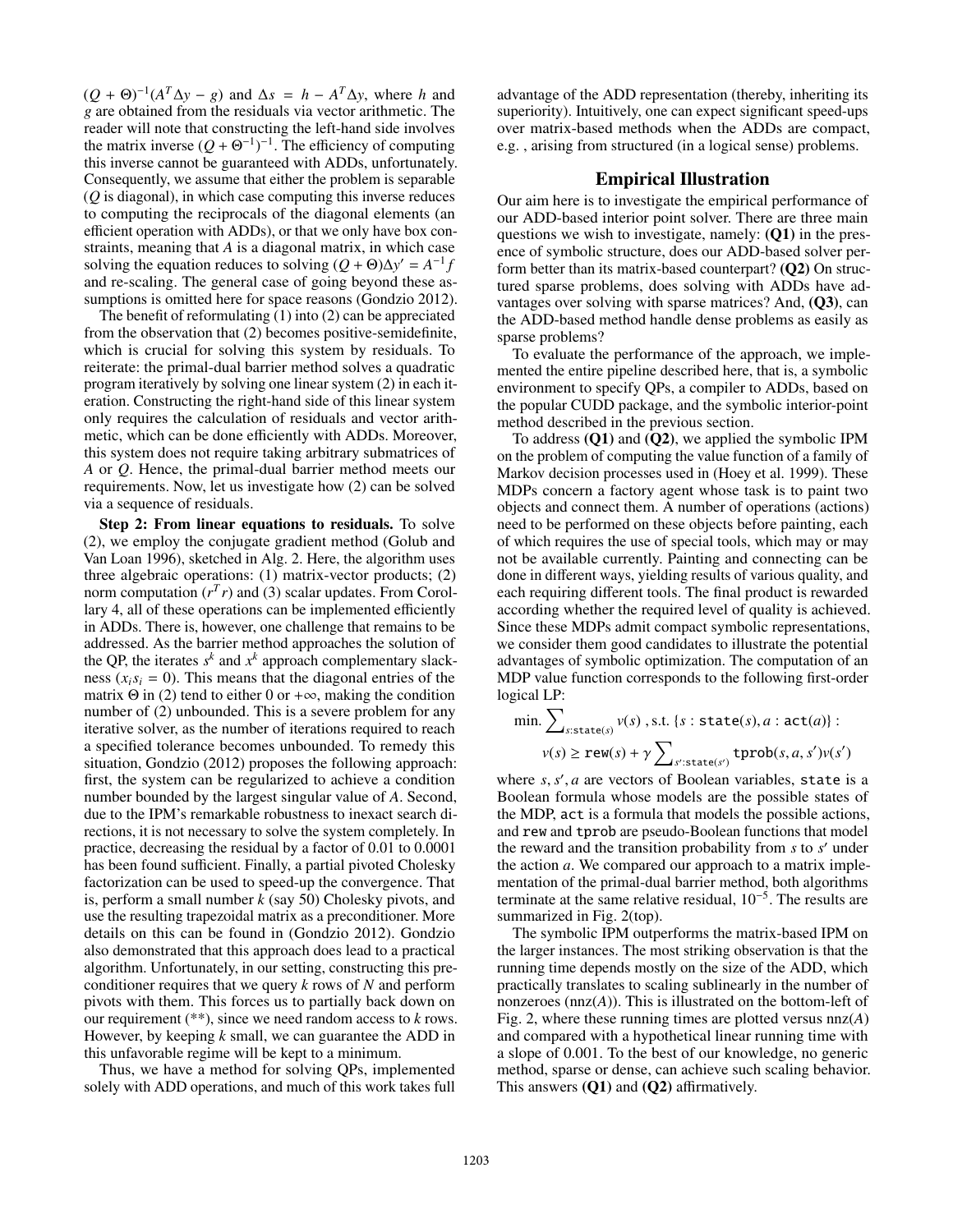$(Q + \Theta)^{-1}(A^T \Delta y - g)$ and $\Delta s = h - A^T \Delta y$, where $h$ and $g$ are obtained from the residuals via vector arithmetic. The reader will note that constructing the left-hand side involves the matrix inverse $(Q + \Theta^{-1})^{-1}$. The efficiency of computing this inverse cannot be guaranteed with ADDs, unfortunately. Consequently, we assume that either the problem is separable ($Q$ is diagonal), in which case computing this inverse reduces to computing the reciprocals of the diagonal elements (an efficient operation with ADDs), or that we only have box constraints, meaning that $A$ is a diagonal matrix, in which case solving the equation reduces to solving $(Q + \Theta)\Delta y' = A^{-1} f$ and re-scaling. The general case of going beyond these assumptions is omitted here for space reasons (Gondzio 2012).

The benefit of reformulating (1) into (2) can be appreciated from the observation that (2) becomes positive-semidefinite, which is crucial for solving this system by residuals. To reiterate: the primal-dual barrier method solves a quadratic program iteratively by solving one linear system (2) in each iteration. Constructing the right-hand side of this linear system only requires the calculation of residuals and vector arithmetic, which can be done efficiently with ADDs. Moreover, this system does not require taking arbitrary submatrices of $A$ or $Q$. Hence, the primal-dual barrier method meets our requirements. Now, let us investigate how (2) can be solved via a sequence of residuals.

**Step 2: From linear equations to residuals.** To solve (2), we employ the conjugate gradient method (Golub and Van Loan 1996), sketched in Alg. 2. Here, the algorithm uses three algebraic operations: (1) matrix-vector products; (2) norm computation ($r^T r$) and (3) scalar updates. From Corollary 4, all of these operations can be implemented efficiently in ADDs. There is, however, one challenge that remains to be addressed. As the barrier method approaches the solution of the QP, the iterates $s^k$ and $x^k$ approach complementary slackness ($x_i s_i = 0$). This means that the diagonal entries of the matrix $\Theta$ in (2) tend to either 0 or $+\infty$, making the condition number of (2) unbounded. This is a severe problem for any iterative solver, as the number of iterations required to reach a specified tolerance becomes unbounded. To remedy this situation, Gondzio (2012) proposes the following approach: first, the system can be regularized to achieve a condition number bounded by the largest singular value of $A$. Second, due to the IPM's remarkable robustness to inexact search directions, it is not necessary to solve the system completely. In practice, decreasing the residual by a factor of 0.01 to 0.0001 has been found sufficient. Finally, a partial pivoted Cholesky factorization can be used to speed-up the convergence. That is, perform a small number $k$ (say 50) Cholesky pivots, and use the resulting trapezoidal matrix as a preconditioner. More details on this can be found in (Gondzio 2012). Gondzio also demonstrated that this approach does lead to a practical algorithm. Unfortunately, in our setting, constructing this preconditioner requires that we query $k$ rows of $N$ and perform pivots with them. This forces us to partially back down on our requirement (**), since we need random access to $k$ rows. However, by keeping $k$ small, we can guarantee the ADD in this unfavorable regime will be kept to a minimum.

Thus, we have a method for solving QPs, implemented solely with ADD operations, and much of this work takes full advantage of the ADD representation (thereby, inheriting its superiority). Intuitively, one can expect significant speed-ups over matrix-based methods when the ADDs are compact, e.g. , arising from structured (in a logical sense) problems.

## Empirical Illustration

Our aim here is to investigate the empirical performance of our ADD-based interior point solver. There are three main questions we wish to investigate, namely: **(Q1)** in the presence of symbolic structure, does our ADD-based solver perform better than its matrix-based counterpart? **(Q2)** On structured sparse problems, does solving with ADDs have advantages over solving with sparse matrices? And, **(Q3)**, can the ADD-based method handle dense problems as easily as sparse problems?

To evaluate the performance of the approach, we implemented the entire pipeline described here, that is, a symbolic environment to specify QPs, a compiler to ADDs, based on the popular CUDD package, and the symbolic interior-point method described in the previous section.

To address **(Q1)** and **(Q2)**, we applied the symbolic IPM on the problem of computing the value function of a family of Markov decision processes used in (Hoey et al. 1999). These MDPs concern a factory agent whose task is to paint two objects and connect them. A number of operations (actions) need to be performed on these objects before painting, each of which requires the use of special tools, which may or may not be available currently. Painting and connecting can be done in different ways, yielding results of various quality, and each requiring different tools. The final product is rewarded according whether the required level of quality is achieved. Since these MDPs admit compact symbolic representations, we consider them good candidates to illustrate the potential advantages of symbolic optimization. The computation of an MDP value function corresponds to the following first-order logical LP:

$$\text{min.} \sum\nolimits_{s:\texttt{state}(s)} v(s) \text{ , s.t. } \{s : \texttt{state}(s), a : \texttt{act}(a)\} :$$
$$v(s) \geq \texttt{rew}(s) + \gamma \sum\nolimits_{s':\texttt{state}(s')} \texttt{tprob}(s, a, s') v(s')$$

where $s, s', a$ are vectors of Boolean variables, `state` is a Boolean formula whose models are the possible states of the MDP, `act` is a formula that models the possible actions, and `rew` and `tprob` are pseudo-Boolean functions that model the reward and the transition probability from $s$ to $s'$ under the action $a$. We compared our approach to a matrix implementation of the primal-dual barrier method, both algorithms terminate at the same relative residual, $10^{-5}$. The results are summarized in Fig. 2(top).

The symbolic IPM outperforms the matrix-based IPM on the larger instances. The most striking observation is that the running time depends mostly on the size of the ADD, which practically translates to scaling sublinearly in the number of nonzeroes (nnz($A$)). This is illustrated on the bottom-left of Fig. 2, where these running times are plotted versus nnz($A$) and compared with a hypothetical linear running time with a slope of 0.001. To the best of our knowledge, no generic method, sparse or dense, can achieve such scaling behavior. This answers **(Q1)** and **(Q2)** affirmatively.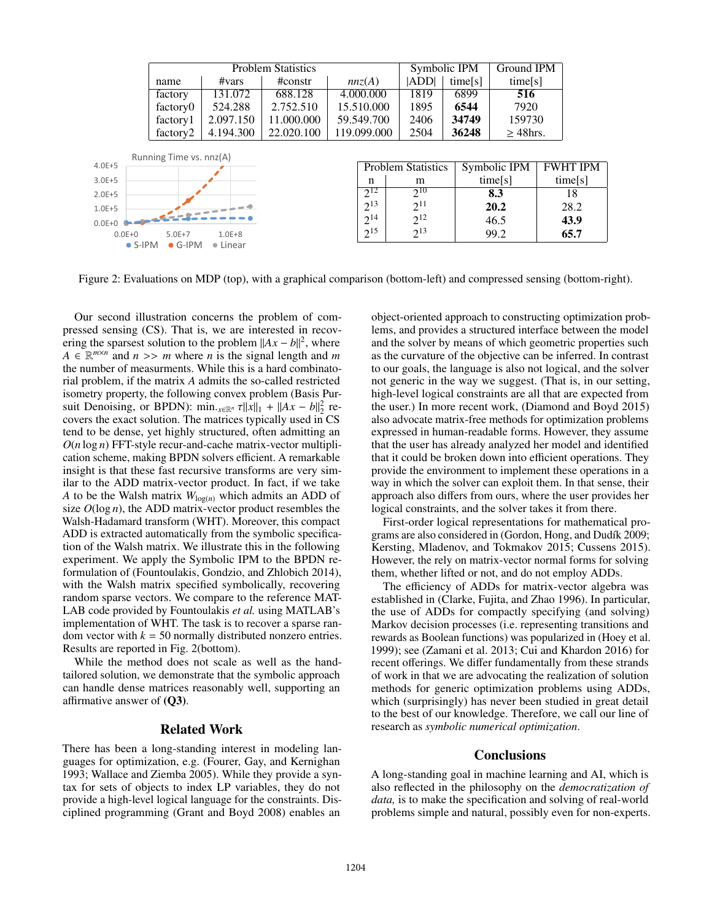| Problem Statistics | | | | Symbolic IPM | | Ground IPM |
|---|---|---|---|---|---|---|
| name | #vars | #constr | $nnz(A)$ | \|ADD\| | time[s] | time[s] |
| factory | 131.072 | 688.128 | 4.000.000 | 1819 | 6899 | **516** |
| factory0 | 524.288 | 2.752.510 | 15.510.000 | 1895 | **6544** | 7920 |
| factory1 | 2.097.150 | 11.000.000 | 59.549.700 | 2406 | **34749** | 159730 |
| factory2 | 4.194.300 | 22.020.100 | 119.099.000 | 2504 | **36248** | ≥ 48hrs. |

Running Time vs. nnz(A)

| Problem Statistics | | Symbolic IPM | FWHT IPM |
|---|---|---|---|
| n | m | time[s] | time[s] |
| $2^{12}$ | $2^{10}$ | **8.3** | 18 |
| $2^{13}$ | $2^{11}$ | **20.2** | 28.2 |
| $2^{14}$ | $2^{12}$ | 46.5 | **43.9** |
| $2^{15}$ | $2^{13}$ | 99.2 | **65.7** |

Figure 2: Evaluations on MDP (top), with a graphical comparison (bottom-left) and compressed sensing (bottom-right).

Our second illustration concerns the problem of compressed sensing (CS). That is, we are interested in recovering the sparsest solution to the problem $\|Ax - b\|^2$, where $A \in \mathbb{R}^{m \times n}$ and $n >> m$ where $n$ is the signal length and $m$ the number of measurments. While this is a hard combinatorial problem, if the matrix $A$ admits the so-called restricted isometry property, the following convex problem (Basis Pursuit Denoising, or BPDN): $\min._{x \in \mathbb{R}^n} \tau\|x\|_1 + \|Ax - b\|_2^2$ recovers the exact solution. The matrices typically used in CS tend to be dense, yet highly structured, often admitting an $O(n \log n)$ FFT-style recur-and-cache matrix-vector multiplication scheme, making BPDN solvers efficient. A remarkable insight is that these fast recursive transforms are very similar to the ADD matrix-vector product. In fact, if we take $A$ to be the Walsh matrix $W_{\log(n)}$ which admits an ADD of size $O(\log n)$, the ADD matrix-vector product resembles the Walsh-Hadamard transform (WHT). Moreover, this compact ADD is extracted automatically from the symbolic specification of the Walsh matrix. We illustrate this in the following experiment. We apply the Symbolic IPM to the BPDN reformulation of (Fountoulakis, Gondzio, and Zhlobich 2014), with the Walsh matrix specified symbolically, recovering random sparse vectors. We compare to the reference MATLAB code provided by Fountoulakis *et al.* using MATLAB's implementation of WHT. The task is to recover a sparse random vector with $k = 50$ normally distributed nonzero entries. Results are reported in Fig. 2(bottom).

While the method does not scale as well as the hand-tailored solution, we demonstrate that the symbolic approach can handle dense matrices reasonably well, supporting an affirmative answer of **(Q3)**.

## Related Work

There has been a long-standing interest in modeling languages for optimization, e.g. (Fourer, Gay, and Kernighan 1993; Wallace and Ziemba 2005). While they provide a syntax for sets of objects to index LP variables, they do not provide a high-level logical language for the constraints. Disciplined programming (Grant and Boyd 2008) enables an object-oriented approach to constructing optimization problems, and provides a structured interface between the model and the solver by means of which geometric properties such as the curvature of the objective can be inferred. In contrast to our goals, the language is also not logical, and the solver not generic in the way we suggest. (That is, in our setting, high-level logical constraints are all that are expected from the user.) In more recent work, (Diamond and Boyd 2015) also advocate matrix-free methods for optimization problems expressed in human-readable forms. However, they assume that the user has already analyzed her model and identified that it could be broken down into efficient operations. They provide the environment to implement these operations in a way in which the solver can exploit them. In that sense, their approach also differs from ours, where the user provides her logical constraints, and the solver takes it from there.

First-order logical representations for mathematical programs are also considered in (Gordon, Hong, and Dudík 2009; Kersting, Mladenov, and Tokmakov 2015; Cussens 2015). However, the rely on matrix-vector normal forms for solving them, whether lifted or not, and do not employ ADDs.

The efficiency of ADDs for matrix-vector algebra was established in (Clarke, Fujita, and Zhao 1996). In particular, the use of ADDs for compactly specifying (and solving) Markov decision processes (i.e. representing transitions and rewards as Boolean functions) was popularized in (Hoey et al. 1999); see (Zamani et al. 2013; Cui and Khardon 2016) for recent offerings. We differ fundamentally from these strands of work in that we are advocating the realization of solution methods for generic optimization problems using ADDs, which (surprisingly) has never been studied in great detail to the best of our knowledge. Therefore, we call our line of research as *symbolic numerical optimization*.

## Conclusions

A long-standing goal in machine learning and AI, which is also reflected in the philosophy on the *democratization of data,* is to make the specification and solving of real-world problems simple and natural, possibly even for non-experts.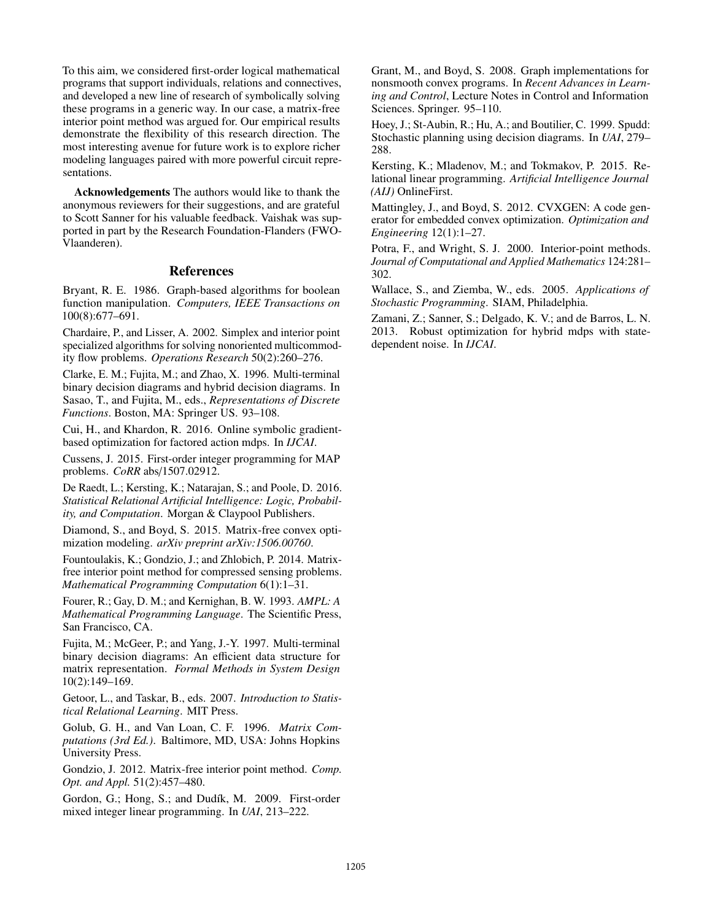To this aim, we considered first-order logical mathematical programs that support individuals, relations and connectives, and developed a new line of research of symbolically solving these programs in a generic way. In our case, a matrix-free interior point method was argued for. Our empirical results demonstrate the flexibility of this research direction. The most interesting avenue for future work is to explore richer modeling languages paired with more powerful circuit representations.

**Acknowledgements** The authors would like to thank the anonymous reviewers for their suggestions, and are grateful to Scott Sanner for his valuable feedback. Vaishak was supported in part by the Research Foundation-Flanders (FWO-Vlaanderen).

## References

Bryant, R. E. 1986. Graph-based algorithms for boolean function manipulation. *Computers, IEEE Transactions on* 100(8):677–691.

Chardaire, P., and Lisser, A. 2002. Simplex and interior point specialized algorithms for solving nonoriented multicommodity flow problems. *Operations Research* 50(2):260–276.

Clarke, E. M.; Fujita, M.; and Zhao, X. 1996. Multi-terminal binary decision diagrams and hybrid decision diagrams. In Sasao, T., and Fujita, M., eds., *Representations of Discrete Functions*. Boston, MA: Springer US. 93–108.

Cui, H., and Khardon, R. 2016. Online symbolic gradient-based optimization for factored action mdps. In *IJCAI*.

Cussens, J. 2015. First-order integer programming for MAP problems. *CoRR* abs/1507.02912.

De Raedt, L.; Kersting, K.; Natarajan, S.; and Poole, D. 2016. *Statistical Relational Artificial Intelligence: Logic, Probability, and Computation*. Morgan & Claypool Publishers.

Diamond, S., and Boyd, S. 2015. Matrix-free convex optimization modeling. *arXiv preprint arXiv:1506.00760*.

Fountoulakis, K.; Gondzio, J.; and Zhlobich, P. 2014. Matrix-free interior point method for compressed sensing problems. *Mathematical Programming Computation* 6(1):1–31.

Fourer, R.; Gay, D. M.; and Kernighan, B. W. 1993. *AMPL: A Mathematical Programming Language*. The Scientific Press, San Francisco, CA.

Fujita, M.; McGeer, P.; and Yang, J.-Y. 1997. Multi-terminal binary decision diagrams: An efficient data structure for matrix representation. *Formal Methods in System Design* 10(2):149–169.

Getoor, L., and Taskar, B., eds. 2007. *Introduction to Statistical Relational Learning*. MIT Press.

Golub, G. H., and Van Loan, C. F. 1996. *Matrix Computations (3rd Ed.)*. Baltimore, MD, USA: Johns Hopkins University Press.

Gondzio, J. 2012. Matrix-free interior point method. *Comp. Opt. and Appl.* 51(2):457–480.

Gordon, G.; Hong, S.; and Dudík, M. 2009. First-order mixed integer linear programming. In *UAI*, 213–222.

Grant, M., and Boyd, S. 2008. Graph implementations for nonsmooth convex programs. In *Recent Advances in Learning and Control*, Lecture Notes in Control and Information Sciences. Springer. 95–110.

Hoey, J.; St-Aubin, R.; Hu, A.; and Boutilier, C. 1999. Spudd: Stochastic planning using decision diagrams. In *UAI*, 279–288.

Kersting, K.; Mladenov, M.; and Tokmakov, P. 2015. Relational linear programming. *Artificial Intelligence Journal (AIJ)* OnlineFirst.

Mattingley, J., and Boyd, S. 2012. CVXGEN: A code generator for embedded convex optimization. *Optimization and Engineering* 12(1):1–27.

Potra, F., and Wright, S. J. 2000. Interior-point methods. *Journal of Computational and Applied Mathematics* 124:281–302.

Wallace, S., and Ziemba, W., eds. 2005. *Applications of Stochastic Programming*. SIAM, Philadelphia.

Zamani, Z.; Sanner, S.; Delgado, K. V.; and de Barros, L. N. 2013. Robust optimization for hybrid mdps with state-dependent noise. In *IJCAI*.